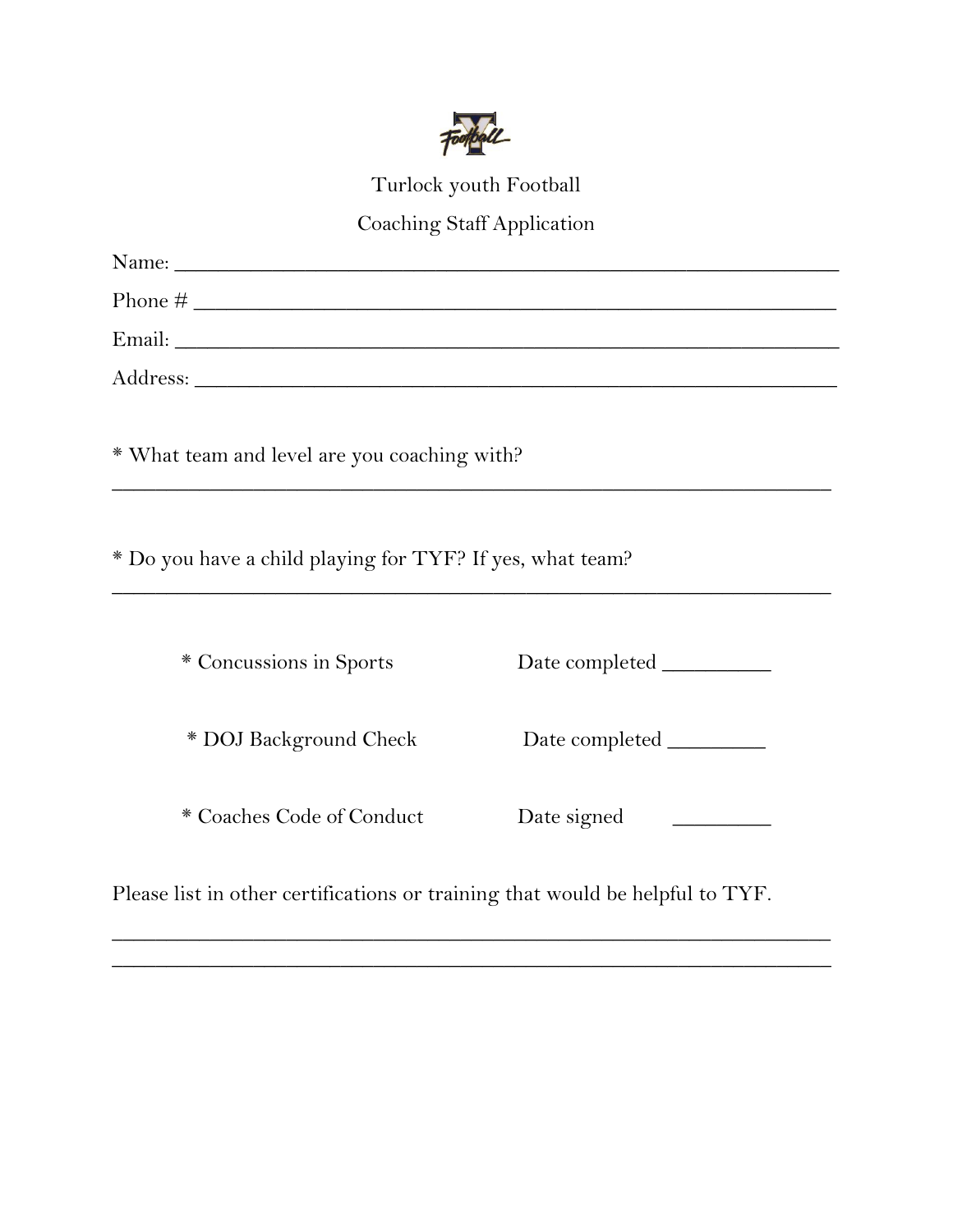# Turlock youth Football

## Coaching Staff Application

Name: ____________________________________________________________

Phone # __________________________________________________________

Email: ____________________________________________________________

Address: __________________________________________________________

* What team and level are you coaching with?

______________________________________________________________________

* Do you have a child playing for TYF? If yes, what team?

______________________________________________________________________

* Concussions in Sports    Date completed _________

* DOJ Background Check    Date completed ________

* Coaches Code of Conduct    Date signed    ________

Please list in other certifications or training that would be helpful to TYF.

______________________________________________________________________

______________________________________________________________________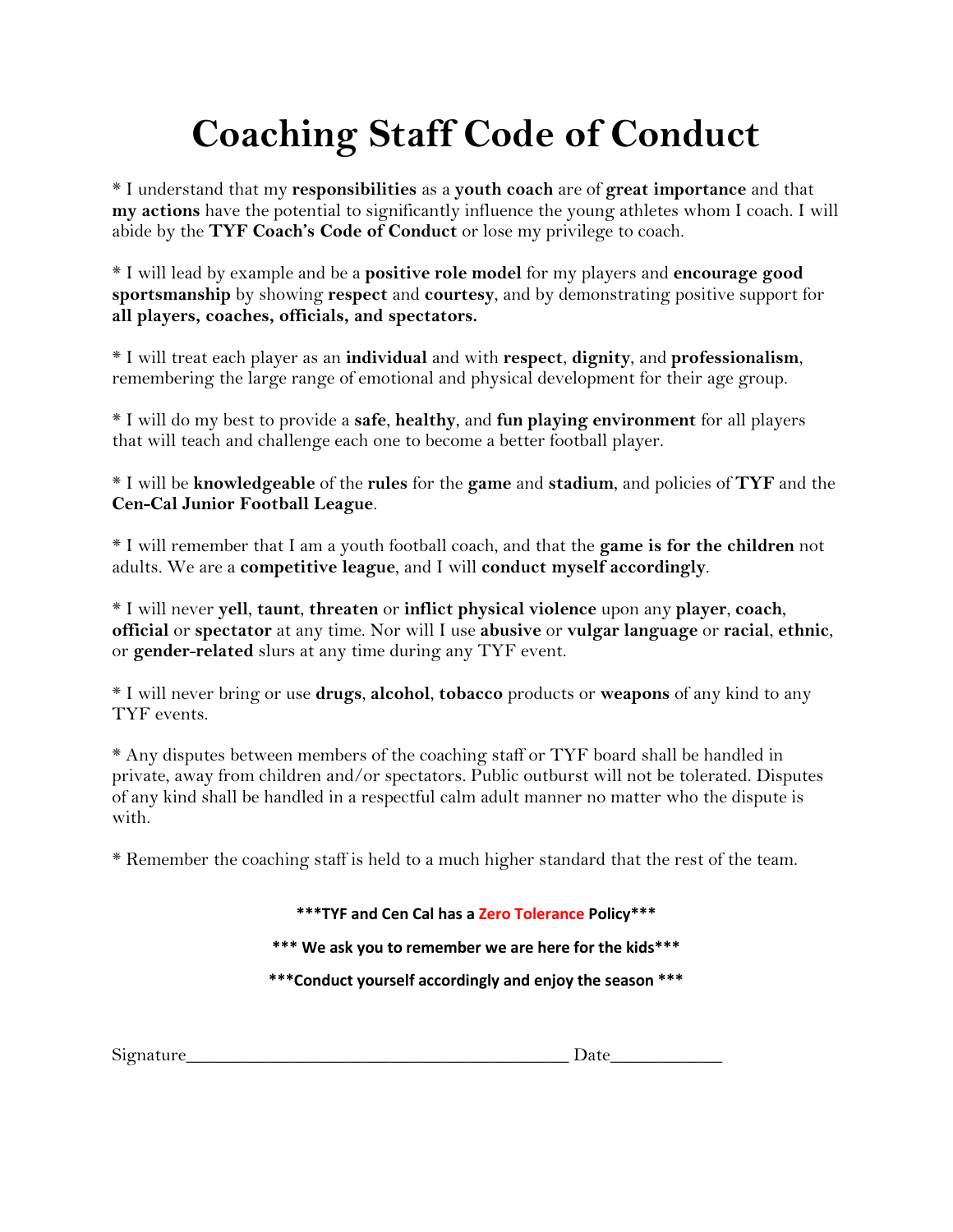# Coaching Staff Code of Conduct

* I understand that my **responsibilities** as a **youth coach** are of **great importance** and that **my actions** have the potential to significantly influence the young athletes whom I coach. I will abide by the **TYF Coach's Code of Conduct** or lose my privilege to coach.

* I will lead by example and be a **positive role model** for my players and **encourage good sportsmanship** by showing **respect** and **courtesy**, and by demonstrating positive support for **all players, coaches, officials, and spectators.**

* I will treat each player as an **individual** and with **respect**, **dignity**, and **professionalism**, remembering the large range of emotional and physical development for their age group.

* I will do my best to provide a **safe**, **healthy**, and **fun playing environment** for all players that will teach and challenge each one to become a better football player.

* I will be **knowledgeable** of the **rules** for the **game** and **stadium**, and policies of **TYF** and the **Cen-Cal Junior Football League**.

* I will remember that I am a youth football coach, and that the **game is for the children** not adults. We are a **competitive league**, and I will **conduct myself accordingly**.

* I will never **yell**, **taunt**, **threaten** or **inflict physical violence** upon any **player**, **coach**, **official** or **spectator** at any time. Nor will I use **abusive** or **vulgar language** or **racial**, **ethnic**, or **gender-related** slurs at any time during any TYF event.

* I will never bring or use **drugs**, **alcohol**, **tobacco** products or **weapons** of any kind to any TYF events.

* Any disputes between members of the coaching staff or TYF board shall be handled in private, away from children and/or spectators. Public outburst will not be tolerated. Disputes of any kind shall be handled in a respectful calm adult manner no matter who the dispute is with.

* Remember the coaching staff is held to a much higher standard that the rest of the team.

**\*\*\*TYF and Cen Cal has a Zero Tolerance Policy\*\*\***

**\*\*\* We ask you to remember we are here for the kids\*\*\***

**\*\*\*Conduct yourself accordingly and enjoy the season \*\*\***

Signature__________________________________________ Date____________